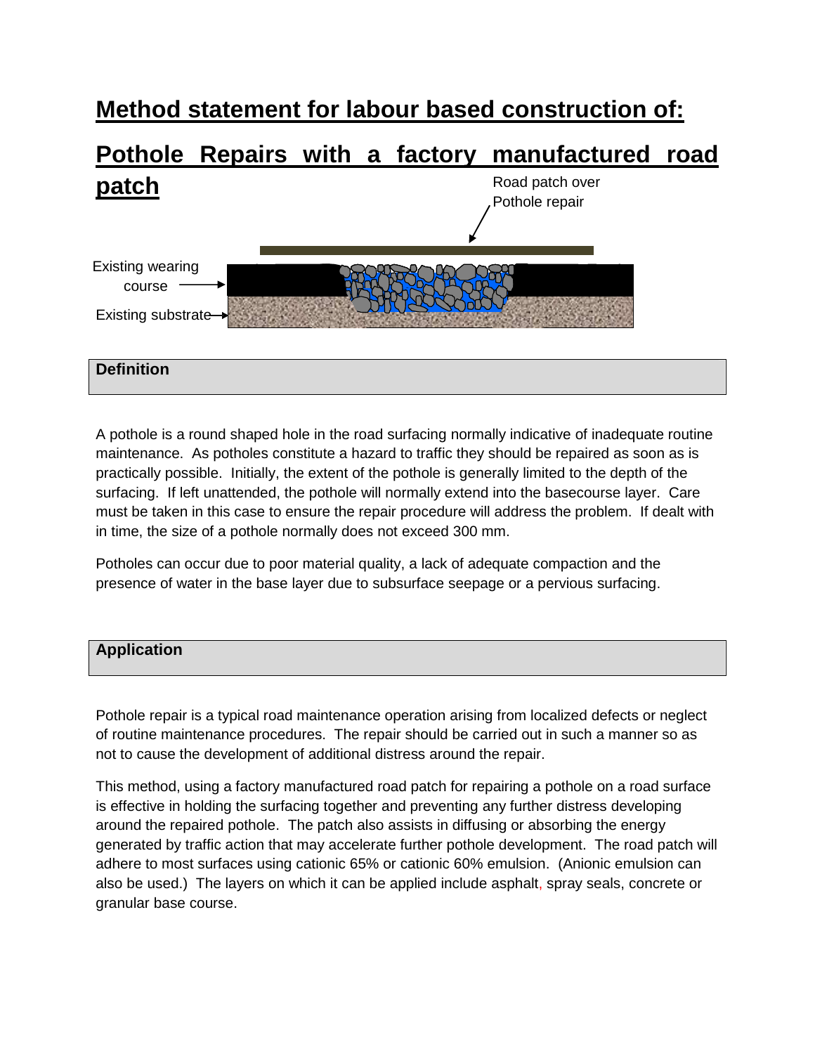# Method statement for labour based construction of:

# Pothole Repairs with a factory manufactured road patch

Road patch over Pothole repair

Existing wearing course

Existing substrate

## Definition

A pothole is a round shaped hole in the road surfacing normally indicative of inadequate routine maintenance. As potholes constitute a hazard to traffic they should be repaired as soon as is practically possible. Initially, the extent of the pothole is generally limited to the depth of the surfacing. If left unattended, the pothole will normally extend into the basecourse layer. Care must be taken in this case to ensure the repair procedure will address the problem. If dealt with in time, the size of a pothole normally does not exceed 300 mm.

Potholes can occur due to poor material quality, a lack of adequate compaction and the presence of water in the base layer due to subsurface seepage or a pervious surfacing.

## Application

Pothole repair is a typical road maintenance operation arising from localized defects or neglect of routine maintenance procedures. The repair should be carried out in such a manner so as not to cause the development of additional distress around the repair.

This method, using a factory manufactured road patch for repairing a pothole on a road surface is effective in holding the surfacing together and preventing any further distress developing around the repaired pothole. The patch also assists in diffusing or absorbing the energy generated by traffic action that may accelerate further pothole development. The road patch will adhere to most surfaces using cationic 65% or cationic 60% emulsion. (Anionic emulsion can also be used.) The layers on which it can be applied include asphalt, spray seals, concrete or granular base course.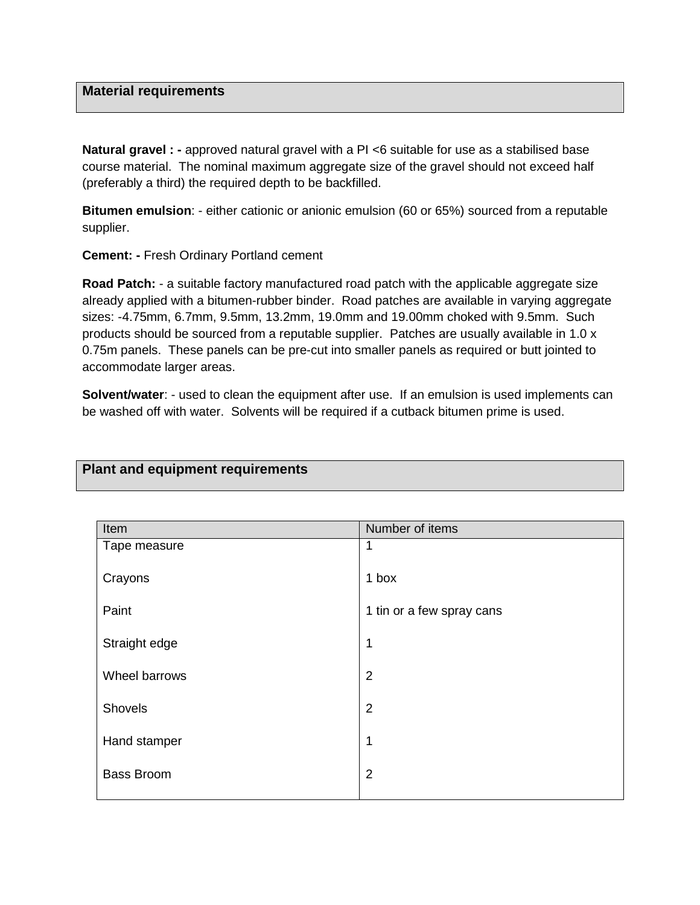## Material requirements

**Natural gravel : -** approved natural gravel with a PI <6 suitable for use as a stabilised base course material. The nominal maximum aggregate size of the gravel should not exceed half (preferably a third) the required depth to be backfilled.

**Bitumen emulsion**: - either cationic or anionic emulsion (60 or 65%) sourced from a reputable supplier.

**Cement: -** Fresh Ordinary Portland cement

**Road Patch:** - a suitable factory manufactured road patch with the applicable aggregate size already applied with a bitumen-rubber binder. Road patches are available in varying aggregate sizes: -4.75mm, 6.7mm, 9.5mm, 13.2mm, 19.0mm and 19.00mm choked with 9.5mm. Such products should be sourced from a reputable supplier. Patches are usually available in 1.0 x 0.75m panels. These panels can be pre-cut into smaller panels as required or butt jointed to accommodate larger areas.

**Solvent/water**: - used to clean the equipment after use. If an emulsion is used implements can be washed off with water. Solvents will be required if a cutback bitumen prime is used.

## Plant and equipment requirements

| Item | Number of items |
|---|---|
| Tape measure | 1 |
| Crayons | 1 box |
| Paint | 1 tin or a few spray cans |
| Straight edge | 1 |
| Wheel barrows | 2 |
| Shovels | 2 |
| Hand stamper | 1 |
| Bass Broom | 2 |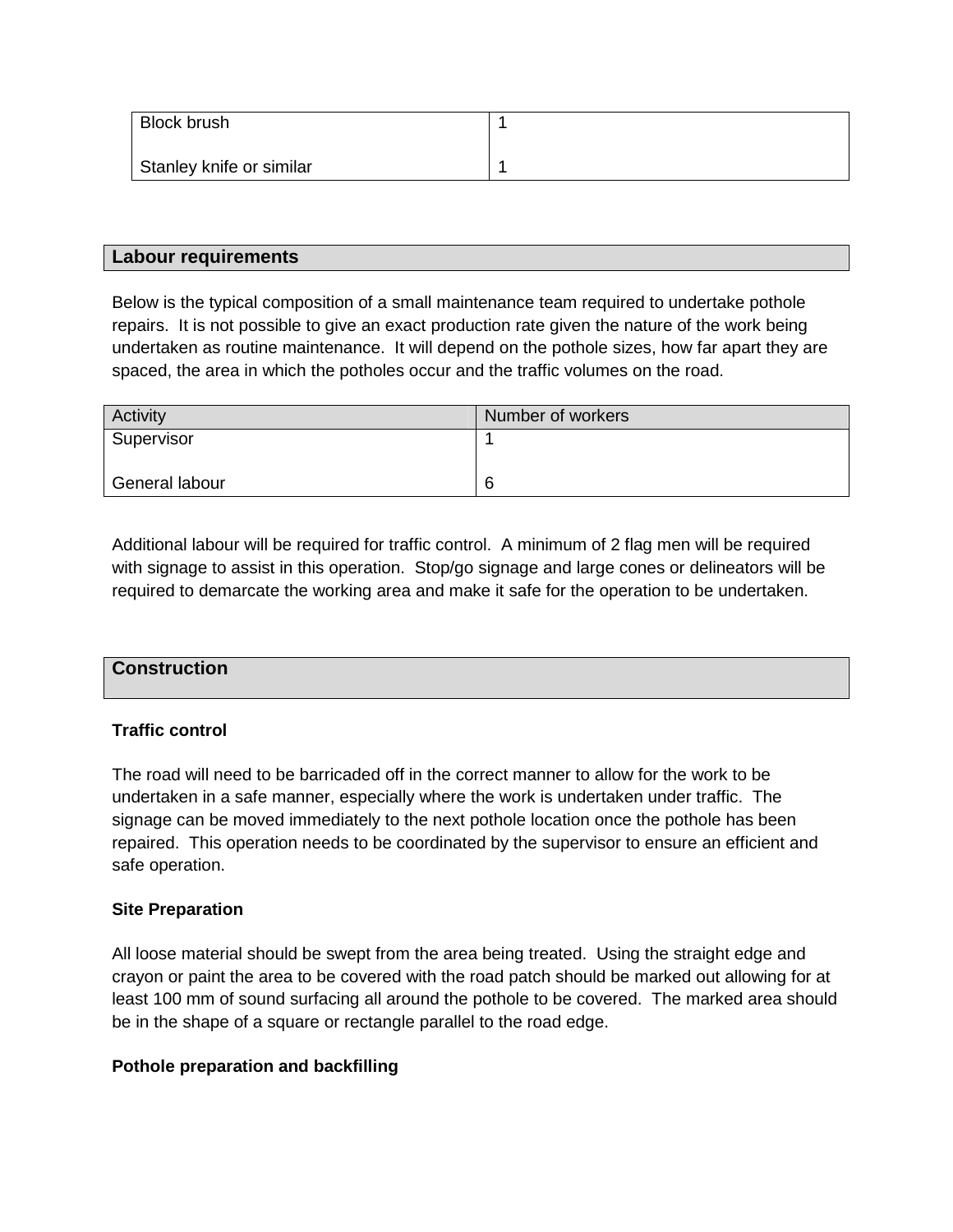| Block brush | 1 |
| --- | --- |
| Stanley knife or similar | 1 |

## Labour requirements

Below is the typical composition of a small maintenance team required to undertake pothole repairs. It is not possible to give an exact production rate given the nature of the work being undertaken as routine maintenance. It will depend on the pothole sizes, how far apart they are spaced, the area in which the potholes occur and the traffic volumes on the road.

| Activity | Number of workers |
| --- | --- |
| Supervisor | 1 |
| General labour | 6 |

Additional labour will be required for traffic control. A minimum of 2 flag men will be required with signage to assist in this operation. Stop/go signage and large cones or delineators will be required to demarcate the working area and make it safe for the operation to be undertaken.

## Construction

### Traffic control

The road will need to be barricaded off in the correct manner to allow for the work to be undertaken in a safe manner, especially where the work is undertaken under traffic. The signage can be moved immediately to the next pothole location once the pothole has been repaired. This operation needs to be coordinated by the supervisor to ensure an efficient and safe operation.

### Site Preparation

All loose material should be swept from the area being treated. Using the straight edge and crayon or paint the area to be covered with the road patch should be marked out allowing for at least 100 mm of sound surfacing all around the pothole to be covered. The marked area should be in the shape of a square or rectangle parallel to the road edge.

### Pothole preparation and backfilling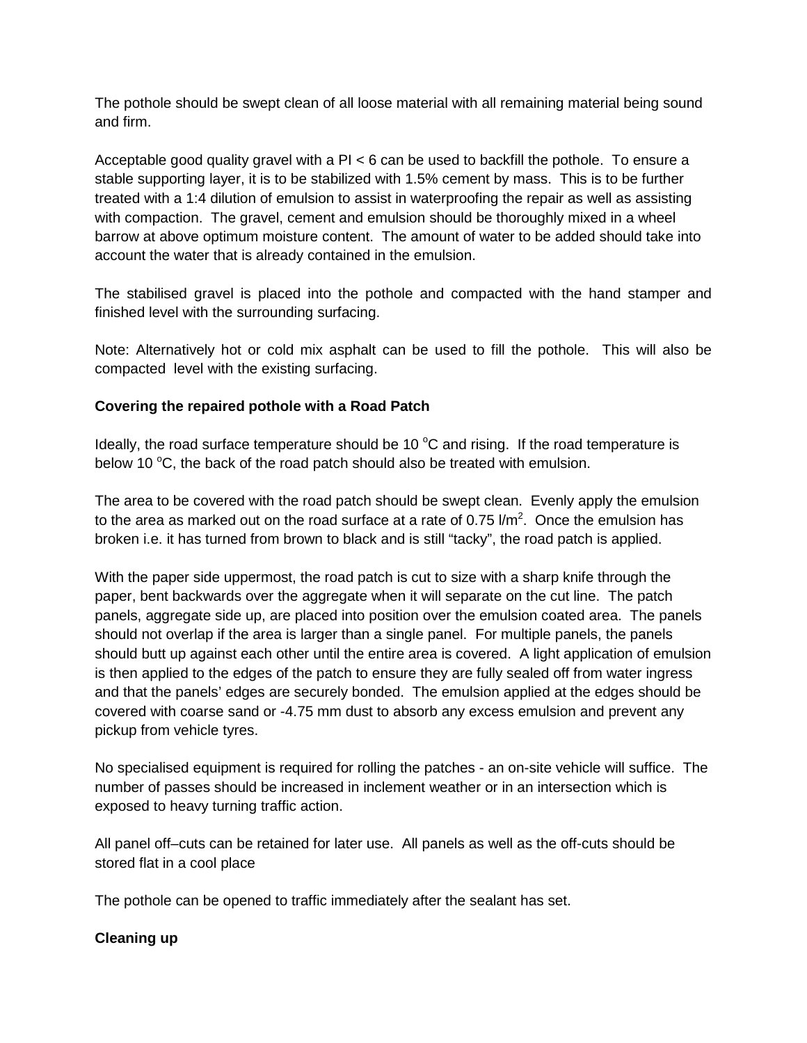The pothole should be swept clean of all loose material with all remaining material being sound and firm.

Acceptable good quality gravel with a PI < 6 can be used to backfill the pothole. To ensure a stable supporting layer, it is to be stabilized with 1.5% cement by mass. This is to be further treated with a 1:4 dilution of emulsion to assist in waterproofing the repair as well as assisting with compaction. The gravel, cement and emulsion should be thoroughly mixed in a wheel barrow at above optimum moisture content. The amount of water to be added should take into account the water that is already contained in the emulsion.

The stabilised gravel is placed into the pothole and compacted with the hand stamper and finished level with the surrounding surfacing.

Note: Alternatively hot or cold mix asphalt can be used to fill the pothole. This will also be compacted level with the existing surfacing.

**Covering the repaired pothole with a Road Patch**

Ideally, the road surface temperature should be 10 $^{o}$C and rising. If the road temperature is below 10 $^{o}$C, the back of the road patch should also be treated with emulsion.

The area to be covered with the road patch should be swept clean. Evenly apply the emulsion to the area as marked out on the road surface at a rate of 0.75 l/m$^2$. Once the emulsion has broken i.e. it has turned from brown to black and is still "tacky", the road patch is applied.

With the paper side uppermost, the road patch is cut to size with a sharp knife through the paper, bent backwards over the aggregate when it will separate on the cut line. The patch panels, aggregate side up, are placed into position over the emulsion coated area. The panels should not overlap if the area is larger than a single panel. For multiple panels, the panels should butt up against each other until the entire area is covered. A light application of emulsion is then applied to the edges of the patch to ensure they are fully sealed off from water ingress and that the panels' edges are securely bonded. The emulsion applied at the edges should be covered with coarse sand or -4.75 mm dust to absorb any excess emulsion and prevent any pickup from vehicle tyres.

No specialised equipment is required for rolling the patches - an on-site vehicle will suffice. The number of passes should be increased in inclement weather or in an intersection which is exposed to heavy turning traffic action.

All panel off–cuts can be retained for later use. All panels as well as the off-cuts should be stored flat in a cool place

The pothole can be opened to traffic immediately after the sealant has set.

**Cleaning up**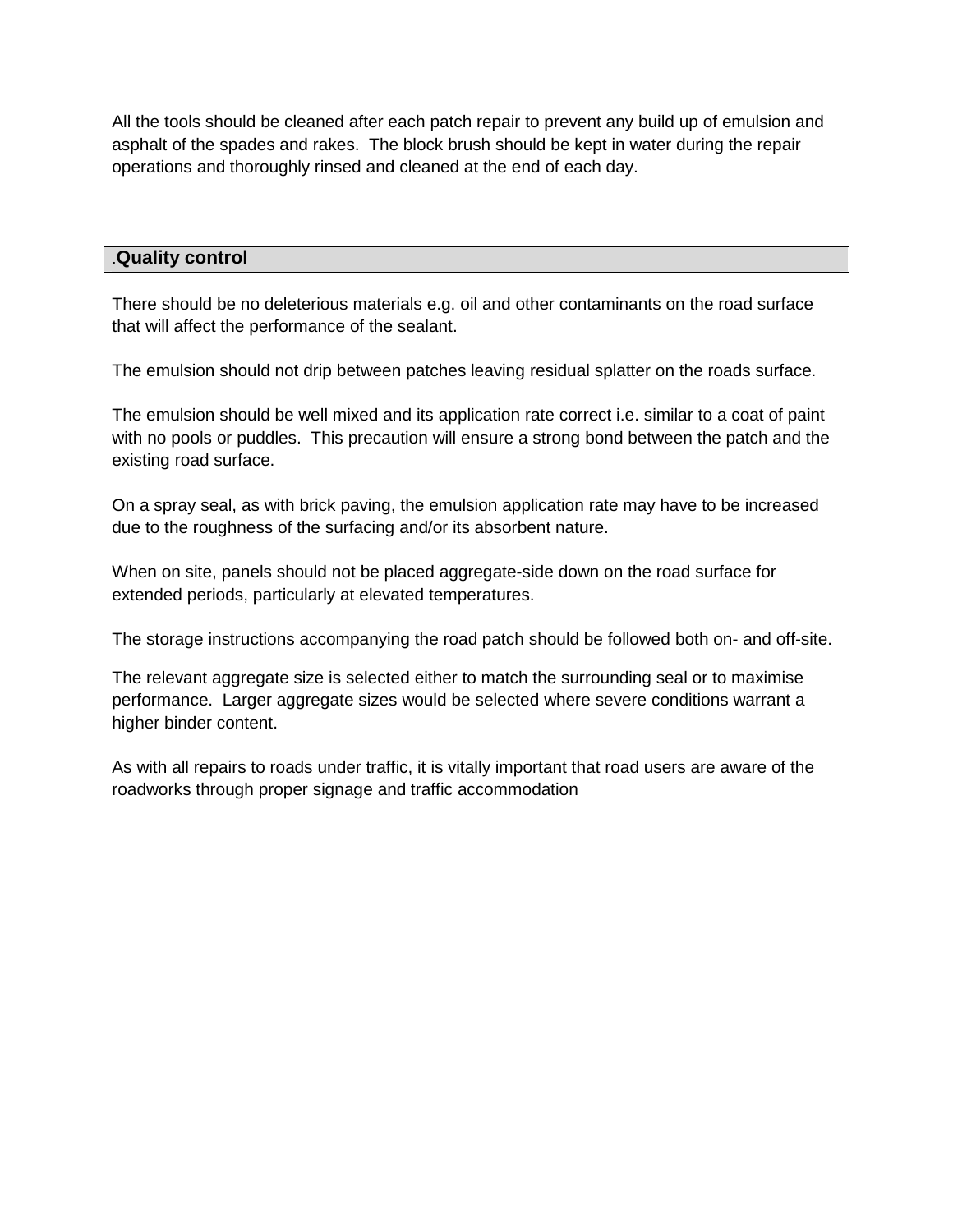All the tools should be cleaned after each patch repair to prevent any build up of emulsion and asphalt of the spades and rakes. The block brush should be kept in water during the repair operations and thoroughly rinsed and cleaned at the end of each day.

## .Quality control

There should be no deleterious materials e.g. oil and other contaminants on the road surface that will affect the performance of the sealant.

The emulsion should not drip between patches leaving residual splatter on the roads surface.

The emulsion should be well mixed and its application rate correct i.e. similar to a coat of paint with no pools or puddles. This precaution will ensure a strong bond between the patch and the existing road surface.

On a spray seal, as with brick paving, the emulsion application rate may have to be increased due to the roughness of the surfacing and/or its absorbent nature.

When on site, panels should not be placed aggregate-side down on the road surface for extended periods, particularly at elevated temperatures.

The storage instructions accompanying the road patch should be followed both on- and off-site.

The relevant aggregate size is selected either to match the surrounding seal or to maximise performance. Larger aggregate sizes would be selected where severe conditions warrant a higher binder content.

As with all repairs to roads under traffic, it is vitally important that road users are aware of the roadworks through proper signage and traffic accommodation